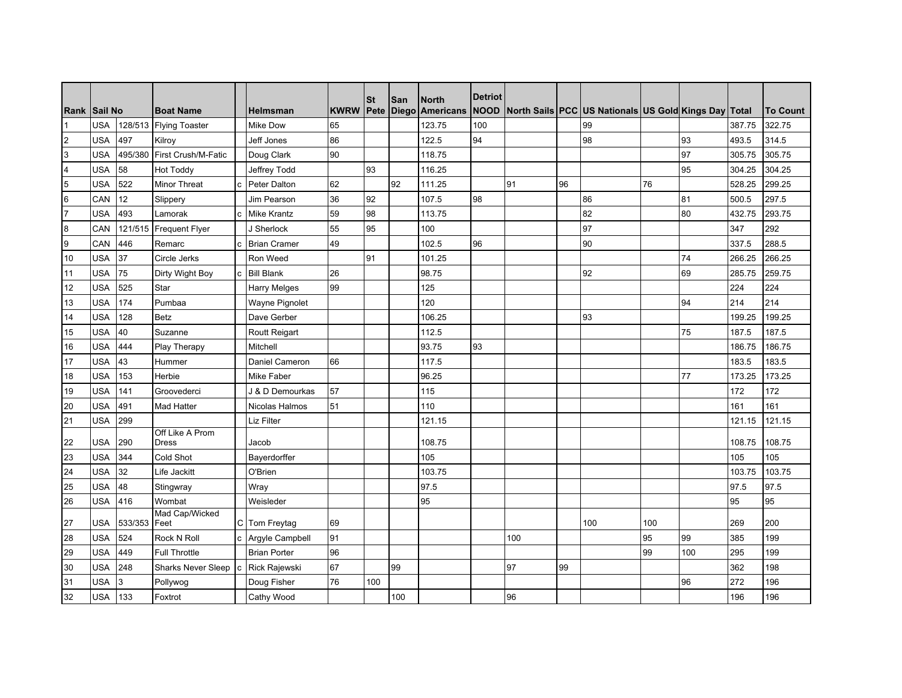| Rank | Sail No | | Boat Name | | Helmsman | KWRW | St Pete | San Diego | North Americans | Detriot NOOD | North Sails | PCC | US Nationals | US Gold | Kings Day | Total | To Count |
|---|---|---|---|---|---|---|---|---|---|---|---|---|---|---|---|---|---|
| 1 | USA | 128/513 | Flying Toaster | | Mike Dow | 65 | | | 123.75 | 100 | | | 99 | | | 387.75 | 322.75 |
| 2 | USA | 497 | Kilroy | | Jeff Jones | 86 | | | 122.5 | 94 | | | 98 | | 93 | 493.5 | 314.5 |
| 3 | USA | 495/380 | First Crush/M-Fatic | | Doug Clark | 90 | | | 118.75 | | | | | | 97 | 305.75 | 305.75 |
| 4 | USA | 58 | Hot Toddy | | Jeffrey Todd | | 93 | | 116.25 | | | | | | 95 | 304.25 | 304.25 |
| 5 | USA | 522 | Minor Threat | c | Peter Dalton | 62 | | 92 | 111.25 | | 91 | 96 | | 76 | | 528.25 | 299.25 |
| 6 | CAN | 12 | Slippery | | Jim Pearson | 36 | 92 | | 107.5 | 98 | | | 86 | | 81 | 500.5 | 297.5 |
| 7 | USA | 493 | Lamorak | c | Mike Krantz | 59 | 98 | | 113.75 | | | | 82 | | 80 | 432.75 | 293.75 |
| 8 | CAN | 121/515 | Frequent Flyer | | J Sherlock | 55 | 95 | | 100 | | | | 97 | | | 347 | 292 |
| 9 | CAN | 446 | Remarc | c | Brian Cramer | 49 | | | 102.5 | 96 | | | 90 | | | 337.5 | 288.5 |
| 10 | USA | 37 | Circle Jerks | | Ron Weed | | 91 | | 101.25 | | | | | | 74 | 266.25 | 266.25 |
| 11 | USA | 75 | Dirty Wight Boy | c | Bill Blank | 26 | | | 98.75 | | | | 92 | | 69 | 285.75 | 259.75 |
| 12 | USA | 525 | Star | | Harry Melges | 99 | | | 125 | | | | | | | 224 | 224 |
| 13 | USA | 174 | Pumbaa | | Wayne Pignolet | | | | 120 | | | | | | 94 | 214 | 214 |
| 14 | USA | 128 | Betz | | Dave Gerber | | | | 106.25 | | | | 93 | | | 199.25 | 199.25 |
| 15 | USA | 40 | Suzanne | | Routt Reigart | | | | 112.5 | | | | | | 75 | 187.5 | 187.5 |
| 16 | USA | 444 | Play Therapy | | Mitchell | | | | 93.75 | 93 | | | | | | 186.75 | 186.75 |
| 17 | USA | 43 | Hummer | | Daniel Cameron | 66 | | | 117.5 | | | | | | | 183.5 | 183.5 |
| 18 | USA | 153 | Herbie | | Mike Faber | | | | 96.25 | | | | | | 77 | 173.25 | 173.25 |
| 19 | USA | 141 | Groovederci | | J & D Demourkas | 57 | | | 115 | | | | | | | 172 | 172 |
| 20 | USA | 491 | Mad Hatter | | Nicolas Halmos | 51 | | | 110 | | | | | | | 161 | 161 |
| 21 | USA | 299 | | | Liz Filter | | | | 121.15 | | | | | | | 121.15 | 121.15 |
| 22 | USA | 290 | Off Like A Prom Dress | | Jacob | | | | 108.75 | | | | | | | 108.75 | 108.75 |
| 23 | USA | 344 | Cold Shot | | Bayerdorffer | | | | 105 | | | | | | | 105 | 105 |
| 24 | USA | 32 | Life Jackitt | | O'Brien | | | | 103.75 | | | | | | | 103.75 | 103.75 |
| 25 | USA | 48 | Stingwray | | Wray | | | | 97.5 | | | | | | | 97.5 | 97.5 |
| 26 | USA | 416 | Wombat | | Weisleder | | | | 95 | | | | | | | 95 | 95 |
| 27 | USA | 533/353 | Mad Cap/Wicked Feet | C | Tom Freytag | 69 | | | | | | | 100 | 100 | | 269 | 200 |
| 28 | USA | 524 | Rock N Roll | c | Argyle Campbell | 91 | | | | | 100 | | | 95 | 99 | 385 | 199 |
| 29 | USA | 449 | Full Throttle | | Brian Porter | 96 | | | | | | | | 99 | 100 | 295 | 199 |
| 30 | USA | 248 | Sharks Never Sleep | c | Rick Rajewski | 67 | | 99 | | | 97 | 99 | | | | 362 | 198 |
| 31 | USA | 3 | Pollywog | | Doug Fisher | 76 | 100 | | | | | | | | 96 | 272 | 196 |
| 32 | USA | 133 | Foxtrot | | Cathy Wood | | | 100 | | | 96 | | | | | 196 | 196 |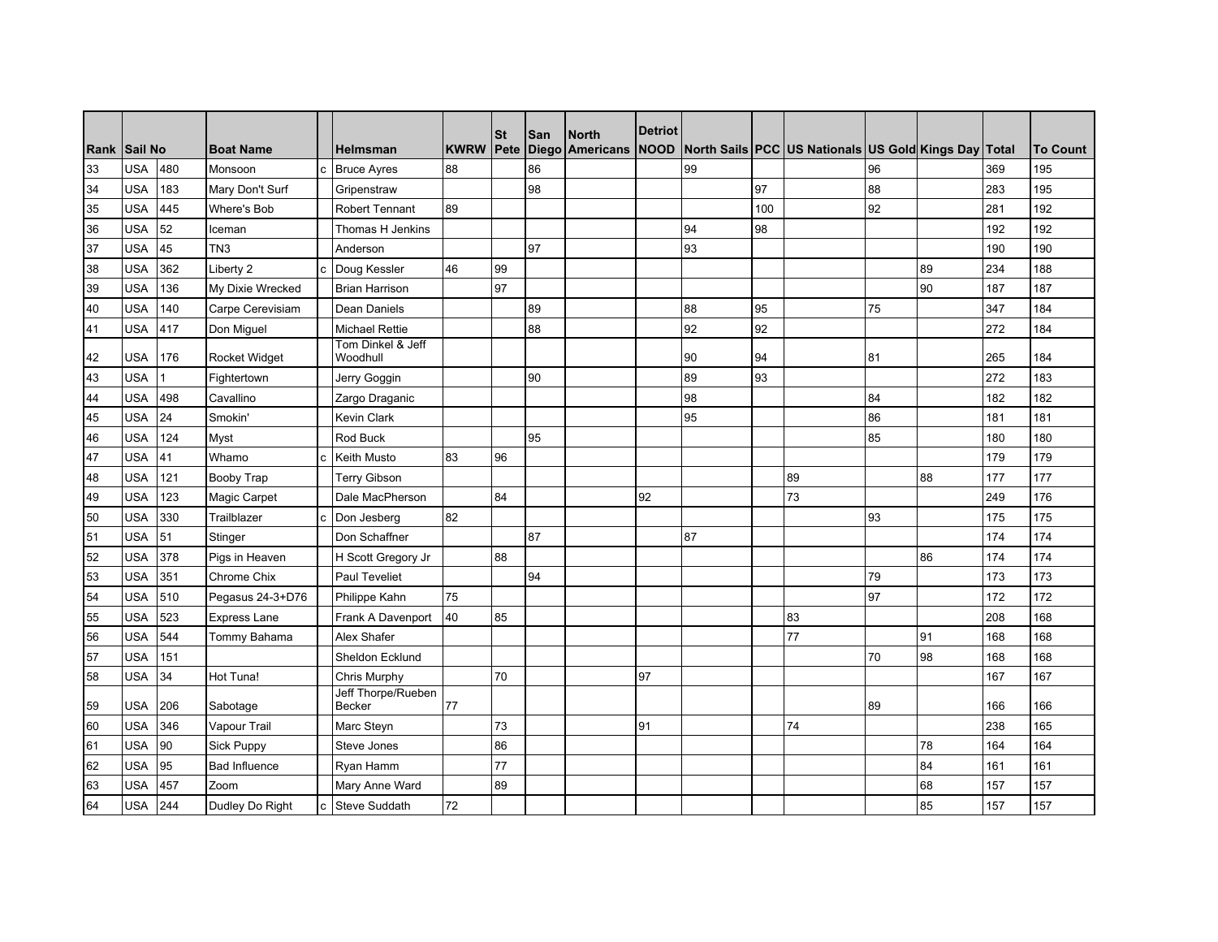| Rank | Sail No | | Boat Name | | Helmsman | KWRW | St Pete | San Diego | North Americans | Detriot NOOD | North Sails | PCC | US Nationals | US Gold | Kings Day | Total | To Count |
|---|---|---|---|---|---|---|---|---|---|---|---|---|---|---|---|---|---|
| 33 | USA | 480 | Monsoon | c | Bruce Ayres | 88 | | 86 | | | 99 | | | 96 | | 369 | 195 |
| 34 | USA | 183 | Mary Don't Surf | | Gripenstraw | | | 98 | | | | 97 | | 88 | | 283 | 195 |
| 35 | USA | 445 | Where's Bob | | Robert Tennant | 89 | | | | | | 100 | | 92 | | 281 | 192 |
| 36 | USA | 52 | Iceman | | Thomas H Jenkins | | | | | | 94 | 98 | | | | 192 | 192 |
| 37 | USA | 45 | TN3 | | Anderson | | | 97 | | | 93 | | | | | 190 | 190 |
| 38 | USA | 362 | Liberty 2 | c | Doug Kessler | 46 | 99 | | | | | | | | 89 | 234 | 188 |
| 39 | USA | 136 | My Dixie Wrecked | | Brian Harrison | | 97 | | | | | | | | 90 | 187 | 187 |
| 40 | USA | 140 | Carpe Cerevisiam | | Dean Daniels | | | 89 | | | 88 | 95 | | 75 | | 347 | 184 |
| 41 | USA | 417 | Don Miguel | | Michael Rettie | | | 88 | | | 92 | 92 | | | | 272 | 184 |
| 42 | USA | 176 | Rocket Widget | | Tom Dinkel & Jeff Woodhull | | | | | | 90 | 94 | | 81 | | 265 | 184 |
| 43 | USA | 1 | Fightertown | | Jerry Goggin | | | 90 | | | 89 | 93 | | | | 272 | 183 |
| 44 | USA | 498 | Cavallino | | Zargo Draganic | | | | | | 98 | | | 84 | | 182 | 182 |
| 45 | USA | 24 | Smokin' | | Kevin Clark | | | | | | 95 | | | 86 | | 181 | 181 |
| 46 | USA | 124 | Myst | | Rod Buck | | | 95 | | | | | | 85 | | 180 | 180 |
| 47 | USA | 41 | Whamo | c | Keith Musto | 83 | 96 | | | | | | | | | 179 | 179 |
| 48 | USA | 121 | Booby Trap | | Terry Gibson | | | | | | | | 89 | | 88 | 177 | 177 |
| 49 | USA | 123 | Magic Carpet | | Dale MacPherson | | 84 | | | 92 | | | 73 | | | 249 | 176 |
| 50 | USA | 330 | Trailblazer | c | Don Jesberg | 82 | | | | | | | | 93 | | 175 | 175 |
| 51 | USA | 51 | Stinger | | Don Schaffner | | | 87 | | | 87 | | | | | 174 | 174 |
| 52 | USA | 378 | Pigs in Heaven | | H Scott Gregory Jr | | 88 | | | | | | | | 86 | 174 | 174 |
| 53 | USA | 351 | Chrome Chix | | Paul Teveliet | | | 94 | | | | | | 79 | | 173 | 173 |
| 54 | USA | 510 | Pegasus 24-3+D76 | | Philippe Kahn | 75 | | | | | | | | 97 | | 172 | 172 |
| 55 | USA | 523 | Express Lane | | Frank A Davenport | 40 | 85 | | | | | | 83 | | | 208 | 168 |
| 56 | USA | 544 | Tommy Bahama | | Alex Shafer | | | | | | | | 77 | | 91 | 168 | 168 |
| 57 | USA | 151 | | | Sheldon Ecklund | | | | | | | | | 70 | 98 | 168 | 168 |
| 58 | USA | 34 | Hot Tuna! | | Chris Murphy | | 70 | | | 97 | | | | | | 167 | 167 |
| 59 | USA | 206 | Sabotage | | Jeff Thorpe/Rueben Becker | 77 | | | | | | | | 89 | | 166 | 166 |
| 60 | USA | 346 | Vapour Trail | | Marc Steyn | | 73 | | | 91 | | | 74 | | | 238 | 165 |
| 61 | USA | 90 | Sick Puppy | | Steve Jones | | 86 | | | | | | | | 78 | 164 | 164 |
| 62 | USA | 95 | Bad Influence | | Ryan Hamm | | 77 | | | | | | | | 84 | 161 | 161 |
| 63 | USA | 457 | Zoom | | Mary Anne Ward | | 89 | | | | | | | | 68 | 157 | 157 |
| 64 | USA | 244 | Dudley Do Right | c | Steve Suddath | 72 | | | | | | | | | 85 | 157 | 157 |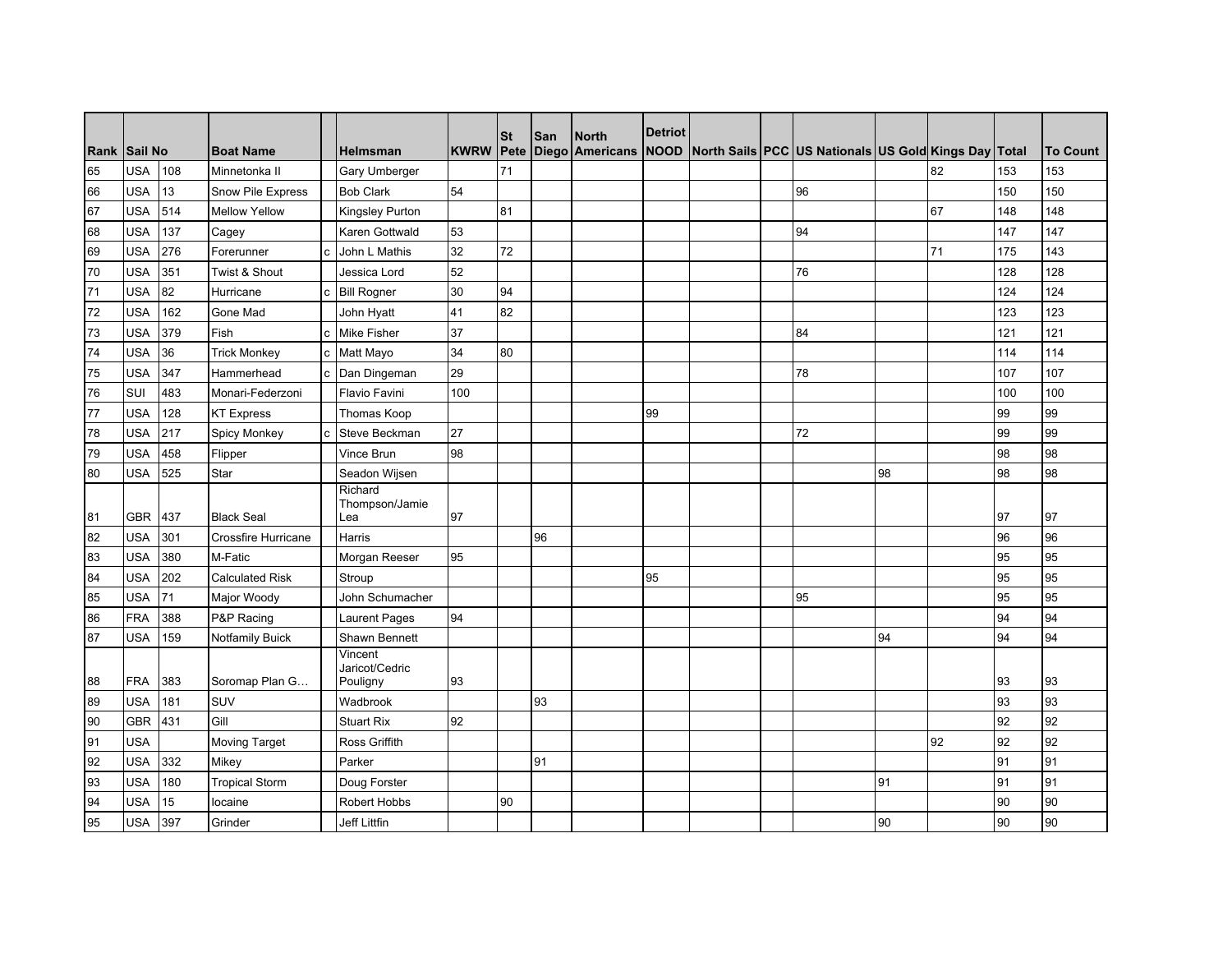| Rank | Sail No | | Boat Name | | Helmsman | KWRW | St Pete | San Diego | North Americans | Detriot NOOD | North Sails | PCC | US Nationals | US Gold | Kings Day | Total | To Count |
|---|---|---|---|---|---|---|---|---|---|---|---|---|---|---|---|---|---|
| 65 | USA | 108 | Minnetonka II | | Gary Umberger | | 71 | | | | | | | | 82 | 153 | 153 |
| 66 | USA | 13 | Snow Pile Express | | Bob Clark | 54 | | | | | | | 96 | | | 150 | 150 |
| 67 | USA | 514 | Mellow Yellow | | Kingsley Purton | | 81 | | | | | | | | 67 | 148 | 148 |
| 68 | USA | 137 | Cagey | | Karen Gottwald | 53 | | | | | | | 94 | | | 147 | 147 |
| 69 | USA | 276 | Forerunner | c | John L Mathis | 32 | 72 | | | | | | | | 71 | 175 | 143 |
| 70 | USA | 351 | Twist & Shout | | Jessica Lord | 52 | | | | | | | 76 | | | 128 | 128 |
| 71 | USA | 82 | Hurricane | c | Bill Rogner | 30 | 94 | | | | | | | | | 124 | 124 |
| 72 | USA | 162 | Gone Mad | | John Hyatt | 41 | 82 | | | | | | | | | 123 | 123 |
| 73 | USA | 379 | Fish | c | Mike Fisher | 37 | | | | | | | 84 | | | 121 | 121 |
| 74 | USA | 36 | Trick Monkey | c | Matt Mayo | 34 | 80 | | | | | | | | | 114 | 114 |
| 75 | USA | 347 | Hammerhead | c | Dan Dingeman | 29 | | | | | | | 78 | | | 107 | 107 |
| 76 | SUI | 483 | Monari-Federzoni | | Flavio Favini | 100 | | | | | | | | | | 100 | 100 |
| 77 | USA | 128 | KT Express | | Thomas Koop | | | | | 99 | | | | | | 99 | 99 |
| 78 | USA | 217 | Spicy Monkey | c | Steve Beckman | 27 | | | | | | | 72 | | | 99 | 99 |
| 79 | USA | 458 | Flipper | | Vince Brun | 98 | | | | | | | | | | 98 | 98 |
| 80 | USA | 525 | Star | | Seadon Wijsen | | | | | | | | | 98 | | 98 | 98 |
| 81 | GBR | 437 | Black Seal | | Richard Thompson/Jamie Lea | 97 | | | | | | | | | | 97 | 97 |
| 82 | USA | 301 | Crossfire Hurricane | | Harris | | | 96 | | | | | | | | 96 | 96 |
| 83 | USA | 380 | M-Fatic | | Morgan Reeser | 95 | | | | | | | | | | 95 | 95 |
| 84 | USA | 202 | Calculated Risk | | Stroup | | | | | 95 | | | | | | 95 | 95 |
| 85 | USA | 71 | Major Woody | | John Schumacher | | | | | | | | 95 | | | 95 | 95 |
| 86 | FRA | 388 | P&P Racing | | Laurent Pages | 94 | | | | | | | | | | 94 | 94 |
| 87 | USA | 159 | Notfamily Buick | | Shawn Bennett | | | | | | | | | 94 | | 94 | 94 |
| 88 | FRA | 383 | Soromap Plan G… | | Vincent Jaricot/Cedric Pouligny | 93 | | | | | | | | | | 93 | 93 |
| 89 | USA | 181 | SUV | | Wadbrook | | | 93 | | | | | | | | 93 | 93 |
| 90 | GBR | 431 | Gill | | Stuart Rix | 92 | | | | | | | | | | 92 | 92 |
| 91 | USA | | Moving Target | | Ross Griffith | | | | | | | | | | 92 | 92 | 92 |
| 92 | USA | 332 | Mikey | | Parker | | | 91 | | | | | | | | 91 | 91 |
| 93 | USA | 180 | Tropical Storm | | Doug Forster | | | | | | | | | 91 | | 91 | 91 |
| 94 | USA | 15 | Iocaine | | Robert Hobbs | | 90 | | | | | | | | | 90 | 90 |
| 95 | USA | 397 | Grinder | | Jeff Littfin | | | | | | | | | 90 | | 90 | 90 |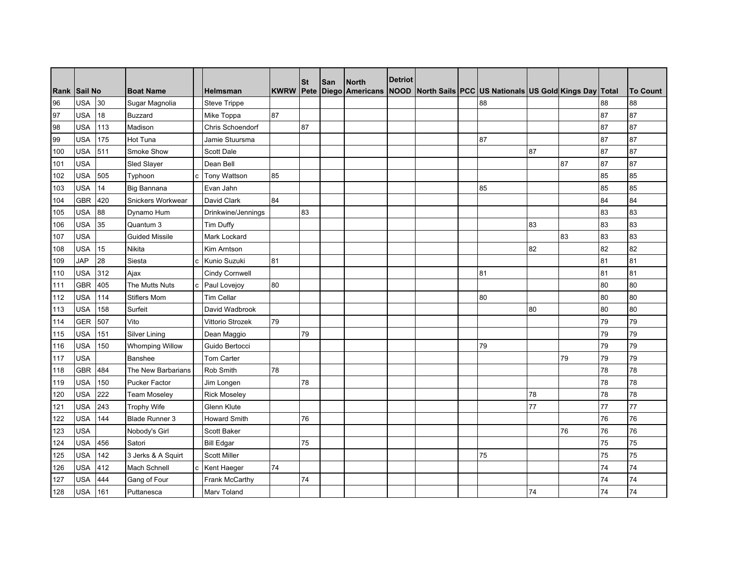| Rank | Sail No | | Boat Name | | Helmsman | KWRW | St Pete | San Diego | North Americans | Detriot NOOD | North Sails | PCC | US Nationals | US Gold | Kings Day | Total | To Count |
|---|---|---|---|---|---|---|---|---|---|---|---|---|---|---|---|---|---|
| 96 | USA | 30 | Sugar Magnolia | | Steve Trippe | | | | | | | | 88 | | | 88 | 88 |
| 97 | USA | 18 | Buzzard | | Mike Toppa | 87 | | | | | | | | | | 87 | 87 |
| 98 | USA | 113 | Madison | | Chris Schoendorf | | 87 | | | | | | | | | 87 | 87 |
| 99 | USA | 175 | Hot Tuna | | Jamie Stuursma | | | | | | | | 87 | | | 87 | 87 |
| 100 | USA | 511 | Smoke Show | | Scott Dale | | | | | | | | | 87 | | 87 | 87 |
| 101 | USA | | Sled Slayer | | Dean Bell | | | | | | | | | | 87 | 87 | 87 |
| 102 | USA | 505 | Typhoon | c | Tony Wattson | 85 | | | | | | | | | | 85 | 85 |
| 103 | USA | 14 | Big Bannana | | Evan Jahn | | | | | | | | 85 | | | 85 | 85 |
| 104 | GBR | 420 | Snickers Workwear | | David Clark | 84 | | | | | | | | | | 84 | 84 |
| 105 | USA | 88 | Dynamo Hum | | Drinkwine/Jennings | | 83 | | | | | | | | | 83 | 83 |
| 106 | USA | 35 | Quantum 3 | | Tim Duffy | | | | | | | | | 83 | | 83 | 83 |
| 107 | USA | | Guided Missile | | Mark Lockard | | | | | | | | | | 83 | 83 | 83 |
| 108 | USA | 15 | Nikita | | Kim Arntson | | | | | | | | | 82 | | 82 | 82 |
| 109 | JAP | 28 | Siesta | c | Kunio Suzuki | 81 | | | | | | | | | | 81 | 81 |
| 110 | USA | 312 | Ajax | | Cindy Cornwell | | | | | | | | 81 | | | 81 | 81 |
| 111 | GBR | 405 | The Mutts Nuts | c | Paul Lovejoy | 80 | | | | | | | | | | 80 | 80 |
| 112 | USA | 114 | Stiflers Mom | | Tim Cellar | | | | | | | | 80 | | | 80 | 80 |
| 113 | USA | 158 | Surfeit | | David Wadbrook | | | | | | | | | 80 | | 80 | 80 |
| 114 | GER | 507 | Vito | | Vittorio Strozek | 79 | | | | | | | | | | 79 | 79 |
| 115 | USA | 151 | Silver Lining | | Dean Maggio | | 79 | | | | | | | | | 79 | 79 |
| 116 | USA | 150 | Whomping Willow | | Guido Bertocci | | | | | | | | 79 | | | 79 | 79 |
| 117 | USA | | Banshee | | Tom Carter | | | | | | | | | | 79 | 79 | 79 |
| 118 | GBR | 484 | The New Barbarians | | Rob Smith | 78 | | | | | | | | | | 78 | 78 |
| 119 | USA | 150 | Pucker Factor | | Jim Longen | | 78 | | | | | | | | | 78 | 78 |
| 120 | USA | 222 | Team Moseley | | Rick Moseley | | | | | | | | | 78 | | 78 | 78 |
| 121 | USA | 243 | Trophy Wife | | Glenn Klute | | | | | | | | | 77 | | 77 | 77 |
| 122 | USA | 144 | Blade Runner 3 | | Howard Smith | | 76 | | | | | | | | | 76 | 76 |
| 123 | USA | | Nobody's Girl | | Scott Baker | | | | | | | | | | 76 | 76 | 76 |
| 124 | USA | 456 | Satori | | Bill Edgar | | 75 | | | | | | | | | 75 | 75 |
| 125 | USA | 142 | 3 Jerks & A Squirt | | Scott Miller | | | | | | | | 75 | | | 75 | 75 |
| 126 | USA | 412 | Mach Schnell | c | Kent Haeger | 74 | | | | | | | | | | 74 | 74 |
| 127 | USA | 444 | Gang of Four | | Frank McCarthy | | 74 | | | | | | | | | 74 | 74 |
| 128 | USA | 161 | Puttanesca | | Marv Toland | | | | | | | | | 74 | | 74 | 74 |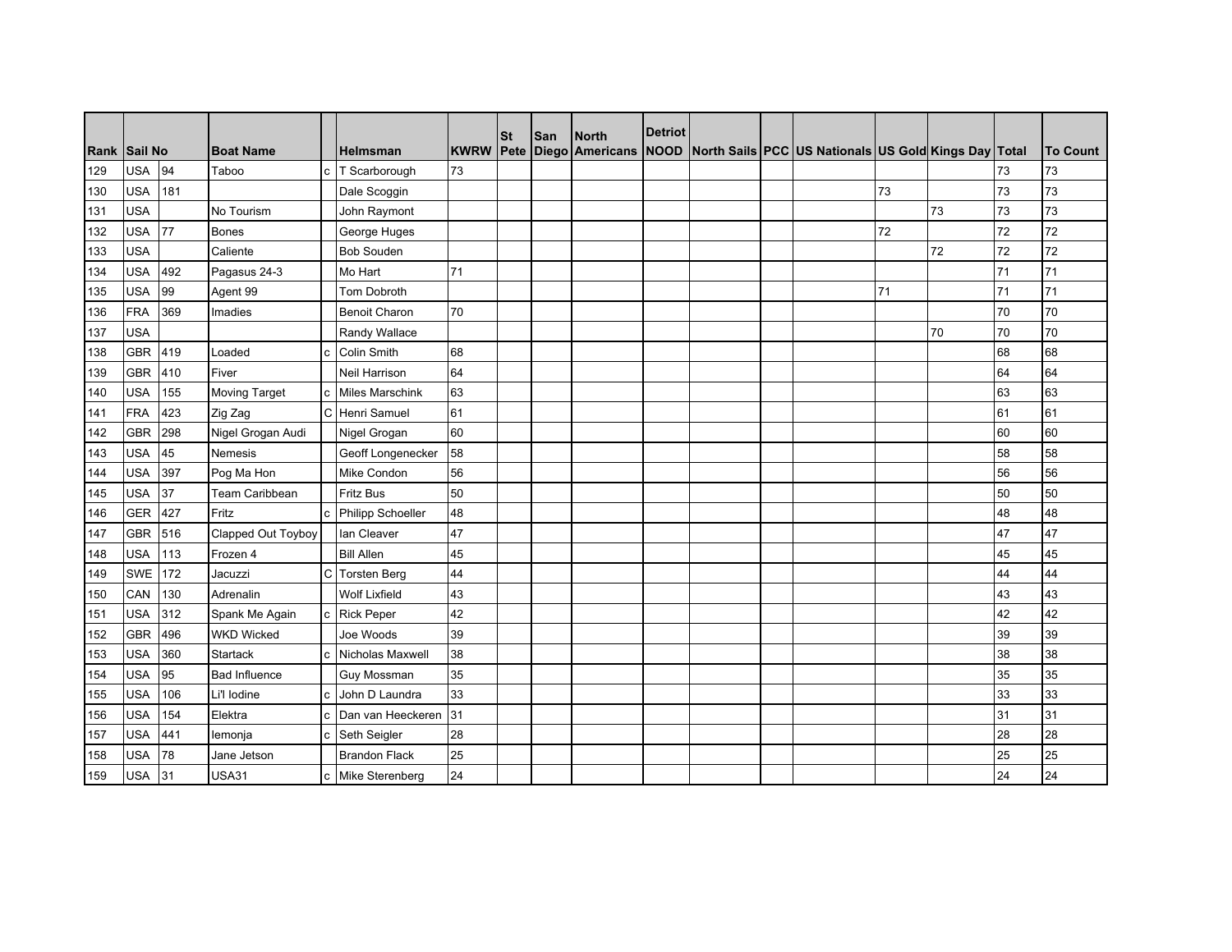| Rank | Sail No | | Boat Name | | Helmsman | KWRW | St Pete | San Diego | North Americans | Detriot NOOD | North Sails | PCC | US Nationals | US Gold | Kings Day | Total | To Count |
|---|---|---|---|---|---|---|---|---|---|---|---|---|---|---|---|---|---|
| 129 | USA | 94 | Taboo | c | T Scarborough | 73 | | | | | | | | | | 73 | 73 |
| 130 | USA | 181 | | | Dale Scoggin | | | | | | | | | 73 | | 73 | 73 |
| 131 | USA | | No Tourism | | John Raymont | | | | | | | | | | 73 | 73 | 73 |
| 132 | USA | 77 | Bones | | George Huges | | | | | | | | | 72 | | 72 | 72 |
| 133 | USA | | Caliente | | Bob Souden | | | | | | | | | | 72 | 72 | 72 |
| 134 | USA | 492 | Pagasus 24-3 | | Mo Hart | 71 | | | | | | | | | | 71 | 71 |
| 135 | USA | 99 | Agent 99 | | Tom Dobroth | | | | | | | | | 71 | | 71 | 71 |
| 136 | FRA | 369 | Imadies | | Benoit Charon | 70 | | | | | | | | | | 70 | 70 |
| 137 | USA | | | | Randy Wallace | | | | | | | | | | 70 | 70 | 70 |
| 138 | GBR | 419 | Loaded | c | Colin Smith | 68 | | | | | | | | | | 68 | 68 |
| 139 | GBR | 410 | Fiver | | Neil Harrison | 64 | | | | | | | | | | 64 | 64 |
| 140 | USA | 155 | Moving Target | c | Miles Marschink | 63 | | | | | | | | | | 63 | 63 |
| 141 | FRA | 423 | Zig Zag | C | Henri Samuel | 61 | | | | | | | | | | 61 | 61 |
| 142 | GBR | 298 | Nigel Grogan Audi | | Nigel Grogan | 60 | | | | | | | | | | 60 | 60 |
| 143 | USA | 45 | Nemesis | | Geoff Longenecker | 58 | | | | | | | | | | 58 | 58 |
| 144 | USA | 397 | Pog Ma Hon | | Mike Condon | 56 | | | | | | | | | | 56 | 56 |
| 145 | USA | 37 | Team Caribbean | | Fritz Bus | 50 | | | | | | | | | | 50 | 50 |
| 146 | GER | 427 | Fritz | c | Philipp Schoeller | 48 | | | | | | | | | | 48 | 48 |
| 147 | GBR | 516 | Clapped Out Toyboy | | Ian Cleaver | 47 | | | | | | | | | | 47 | 47 |
| 148 | USA | 113 | Frozen 4 | | Bill Allen | 45 | | | | | | | | | | 45 | 45 |
| 149 | SWE | 172 | Jacuzzi | C | Torsten Berg | 44 | | | | | | | | | | 44 | 44 |
| 150 | CAN | 130 | Adrenalin | | Wolf Lixfield | 43 | | | | | | | | | | 43 | 43 |
| 151 | USA | 312 | Spank Me Again | c | Rick Peper | 42 | | | | | | | | | | 42 | 42 |
| 152 | GBR | 496 | WKD Wicked | | Joe Woods | 39 | | | | | | | | | | 39 | 39 |
| 153 | USA | 360 | Startack | c | Nicholas Maxwell | 38 | | | | | | | | | | 38 | 38 |
| 154 | USA | 95 | Bad Influence | | Guy Mossman | 35 | | | | | | | | | | 35 | 35 |
| 155 | USA | 106 | Li'l Iodine | c | John D Laundra | 33 | | | | | | | | | | 33 | 33 |
| 156 | USA | 154 | Elektra | c | Dan van Heeckeren | 31 | | | | | | | | | | 31 | 31 |
| 157 | USA | 441 | Iemonja | c | Seth Seigler | 28 | | | | | | | | | | 28 | 28 |
| 158 | USA | 78 | Jane Jetson | | Brandon Flack | 25 | | | | | | | | | | 25 | 25 |
| 159 | USA | 31 | USA31 | c | Mike Sterenberg | 24 | | | | | | | | | | 24 | 24 |